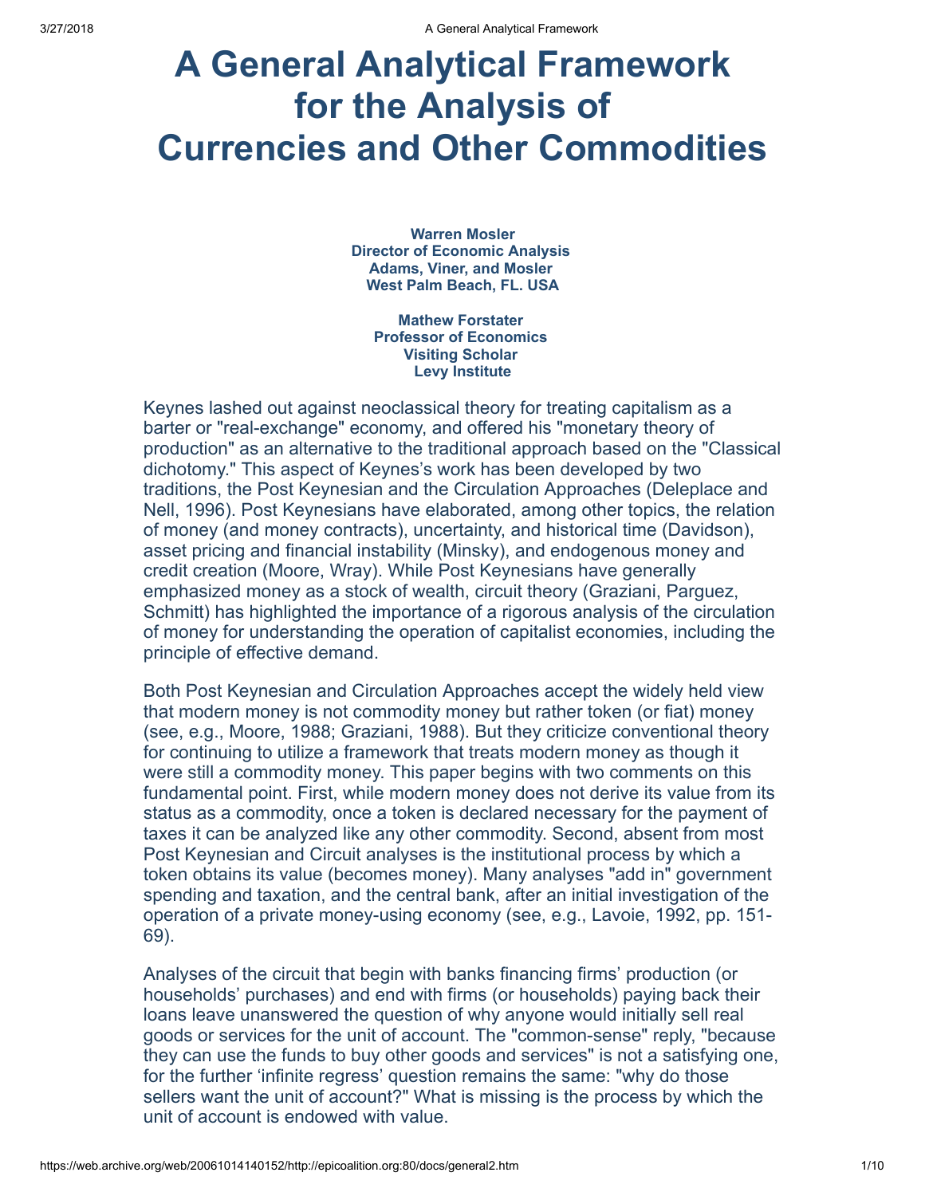# A General Analytical Framework for the Analysis of Currencies and Other Commodities

**Warren Mosler**
**Director of Economic Analysis**
**Adams, Viner, and Mosler**
**West Palm Beach, FL. USA**

**Mathew Forstater**
**Professor of Economics**
**Visiting Scholar**
**Levy Institute**

Keynes lashed out against neoclassical theory for treating capitalism as a barter or "real-exchange" economy, and offered his "monetary theory of production" as an alternative to the traditional approach based on the "Classical dichotomy." This aspect of Keynes's work has been developed by two traditions, the Post Keynesian and the Circulation Approaches (Deleplace and Nell, 1996). Post Keynesians have elaborated, among other topics, the relation of money (and money contracts), uncertainty, and historical time (Davidson), asset pricing and financial instability (Minsky), and endogenous money and credit creation (Moore, Wray). While Post Keynesians have generally emphasized money as a stock of wealth, circuit theory (Graziani, Parguez, Schmitt) has highlighted the importance of a rigorous analysis of the circulation of money for understanding the operation of capitalist economies, including the principle of effective demand.

Both Post Keynesian and Circulation Approaches accept the widely held view that modern money is not commodity money but rather token (or fiat) money (see, e.g., Moore, 1988; Graziani, 1988). But they criticize conventional theory for continuing to utilize a framework that treats modern money as though it were still a commodity money. This paper begins with two comments on this fundamental point. First, while modern money does not derive its value from its status as a commodity, once a token is declared necessary for the payment of taxes it can be analyzed like any other commodity. Second, absent from most Post Keynesian and Circuit analyses is the institutional process by which a token obtains its value (becomes money). Many analyses "add in" government spending and taxation, and the central bank, after an initial investigation of the operation of a private money-using economy (see, e.g., Lavoie, 1992, pp. 151-69).

Analyses of the circuit that begin with banks financing firms' production (or households' purchases) and end with firms (or households) paying back their loans leave unanswered the question of why anyone would initially sell real goods or services for the unit of account. The "common-sense" reply, "because they can use the funds to buy other goods and services" is not a satisfying one, for the further 'infinite regress' question remains the same: "why do those sellers want the unit of account?" What is missing is the process by which the unit of account is endowed with value.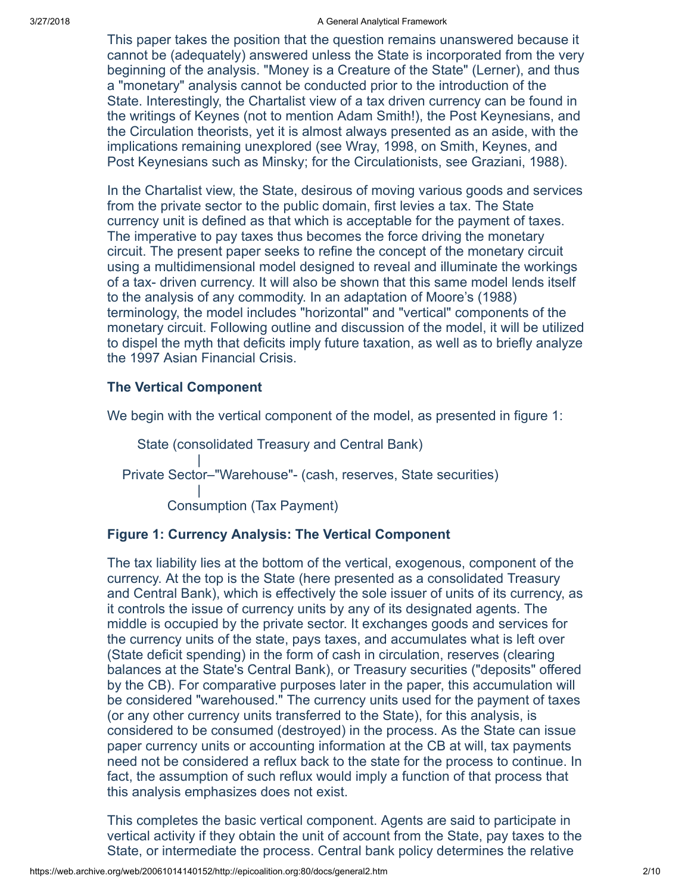This paper takes the position that the question remains unanswered because it cannot be (adequately) answered unless the State is incorporated from the very beginning of the analysis. "Money is a Creature of the State" (Lerner), and thus a "monetary" analysis cannot be conducted prior to the introduction of the State. Interestingly, the Chartalist view of a tax driven currency can be found in the writings of Keynes (not to mention Adam Smith!), the Post Keynesians, and the Circulation theorists, yet it is almost always presented as an aside, with the implications remaining unexplored (see Wray, 1998, on Smith, Keynes, and Post Keynesians such as Minsky; for the Circulationists, see Graziani, 1988).

In the Chartalist view, the State, desirous of moving various goods and services from the private sector to the public domain, first levies a tax. The State currency unit is defined as that which is acceptable for the payment of taxes. The imperative to pay taxes thus becomes the force driving the monetary circuit. The present paper seeks to refine the concept of the monetary circuit using a multidimensional model designed to reveal and illuminate the workings of a tax- driven currency. It will also be shown that this same model lends itself to the analysis of any commodity. In an adaptation of Moore's (1988) terminology, the model includes "horizontal" and "vertical" components of the monetary circuit. Following outline and discussion of the model, it will be utilized to dispel the myth that deficits imply future taxation, as well as to briefly analyze the 1997 Asian Financial Crisis.

**The Vertical Component**

We begin with the vertical component of the model, as presented in figure 1:

```
    State (consolidated Treasury and Central Bank)
               |
  Private Sector–"Warehouse"- (cash, reserves, State securities)
               |
         Consumption (Tax Payment)
```

**Figure 1: Currency Analysis: The Vertical Component**

The tax liability lies at the bottom of the vertical, exogenous, component of the currency. At the top is the State (here presented as a consolidated Treasury and Central Bank), which is effectively the sole issuer of units of its currency, as it controls the issue of currency units by any of its designated agents. The middle is occupied by the private sector. It exchanges goods and services for the currency units of the state, pays taxes, and accumulates what is left over (State deficit spending) in the form of cash in circulation, reserves (clearing balances at the State's Central Bank), or Treasury securities ("deposits" offered by the CB). For comparative purposes later in the paper, this accumulation will be considered "warehoused." The currency units used for the payment of taxes (or any other currency units transferred to the State), for this analysis, is considered to be consumed (destroyed) in the process. As the State can issue paper currency units or accounting information at the CB at will, tax payments need not be considered a reflux back to the state for the process to continue. In fact, the assumption of such reflux would imply a function of that process that this analysis emphasizes does not exist.

This completes the basic vertical component. Agents are said to participate in vertical activity if they obtain the unit of account from the State, pay taxes to the State, or intermediate the process. Central bank policy determines the relative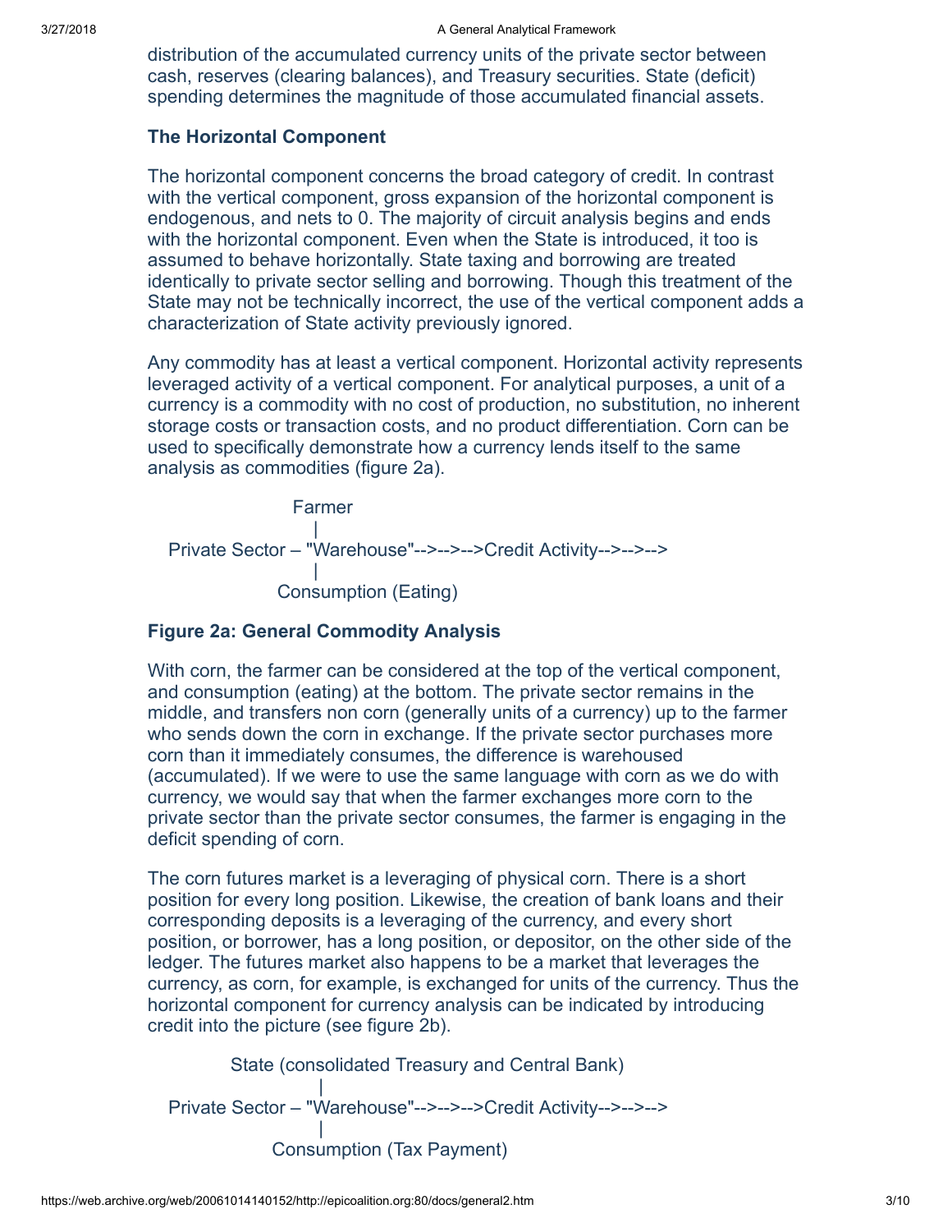distribution of the accumulated currency units of the private sector between cash, reserves (clearing balances), and Treasury securities. State (deficit) spending determines the magnitude of those accumulated financial assets.

### The Horizontal Component

The horizontal component concerns the broad category of credit. In contrast with the vertical component, gross expansion of the horizontal component is endogenous, and nets to 0. The majority of circuit analysis begins and ends with the horizontal component. Even when the State is introduced, it too is assumed to behave horizontally. State taxing and borrowing are treated identically to private sector selling and borrowing. Though this treatment of the State may not be technically incorrect, the use of the vertical component adds a characterization of State activity previously ignored.

Any commodity has at least a vertical component. Horizontal activity represents leveraged activity of a vertical component. For analytical purposes, a unit of a currency is a commodity with no cost of production, no substitution, no inherent storage costs or transaction costs, and no product differentiation. Corn can be used to specifically demonstrate how a currency lends itself to the same analysis as commodities (figure 2a).

```
                Farmer
                   |
Private Sector – "Warehouse"-->-->-->Credit Activity-->-->-->
                   |
              Consumption (Eating)
```

**Figure 2a: General Commodity Analysis**

With corn, the farmer can be considered at the top of the vertical component, and consumption (eating) at the bottom. The private sector remains in the middle, and transfers non corn (generally units of a currency) up to the farmer who sends down the corn in exchange. If the private sector purchases more corn than it immediately consumes, the difference is warehoused (accumulated). If we were to use the same language with corn as we do with currency, we would say that when the farmer exchanges more corn to the private sector than the private sector consumes, the farmer is engaging in the deficit spending of corn.

The corn futures market is a leveraging of physical corn. There is a short position for every long position. Likewise, the creation of bank loans and their corresponding deposits is a leveraging of the currency, and every short position, or borrower, has a long position, or depositor, on the other side of the ledger. The futures market also happens to be a market that leverages the currency, as corn, for example, is exchanged for units of the currency. Thus the horizontal component for currency analysis can be indicated by introducing credit into the picture (see figure 2b).

```
        State (consolidated Treasury and Central Bank)
                   |
Private Sector – "Warehouse"-->-->-->Credit Activity-->-->-->
                   |
              Consumption (Tax Payment)
```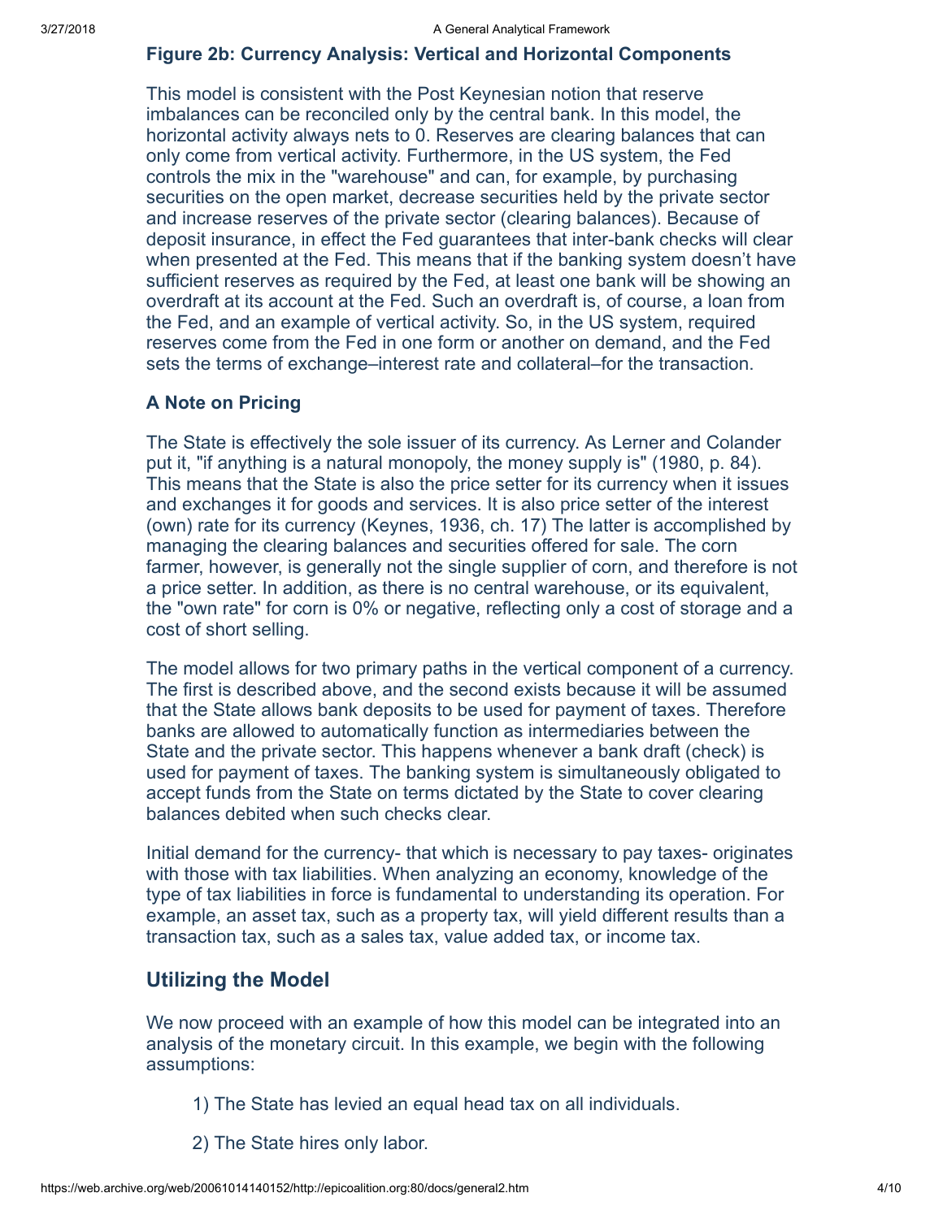### Figure 2b: Currency Analysis: Vertical and Horizontal Components

This model is consistent with the Post Keynesian notion that reserve imbalances can be reconciled only by the central bank. In this model, the horizontal activity always nets to 0. Reserves are clearing balances that can only come from vertical activity. Furthermore, in the US system, the Fed controls the mix in the "warehouse" and can, for example, by purchasing securities on the open market, decrease securities held by the private sector and increase reserves of the private sector (clearing balances). Because of deposit insurance, in effect the Fed guarantees that inter-bank checks will clear when presented at the Fed. This means that if the banking system doesn't have sufficient reserves as required by the Fed, at least one bank will be showing an overdraft at its account at the Fed. Such an overdraft is, of course, a loan from the Fed, and an example of vertical activity. So, in the US system, required reserves come from the Fed in one form or another on demand, and the Fed sets the terms of exchange–interest rate and collateral–for the transaction.

### A Note on Pricing

The State is effectively the sole issuer of its currency. As Lerner and Colander put it, "if anything is a natural monopoly, the money supply is" (1980, p. 84). This means that the State is also the price setter for its currency when it issues and exchanges it for goods and services. It is also price setter of the interest (own) rate for its currency (Keynes, 1936, ch. 17) The latter is accomplished by managing the clearing balances and securities offered for sale. The corn farmer, however, is generally not the single supplier of corn, and therefore is not a price setter. In addition, as there is no central warehouse, or its equivalent, the "own rate" for corn is 0% or negative, reflecting only a cost of storage and a cost of short selling.

The model allows for two primary paths in the vertical component of a currency. The first is described above, and the second exists because it will be assumed that the State allows bank deposits to be used for payment of taxes. Therefore banks are allowed to automatically function as intermediaries between the State and the private sector. This happens whenever a bank draft (check) is used for payment of taxes. The banking system is simultaneously obligated to accept funds from the State on terms dictated by the State to cover clearing balances debited when such checks clear.

Initial demand for the currency- that which is necessary to pay taxes- originates with those with tax liabilities. When analyzing an economy, knowledge of the type of tax liabilities in force is fundamental to understanding its operation. For example, an asset tax, such as a property tax, will yield different results than a transaction tax, such as a sales tax, value added tax, or income tax.

## Utilizing the Model

We now proceed with an example of how this model can be integrated into an analysis of the monetary circuit. In this example, we begin with the following assumptions:

1) The State has levied an equal head tax on all individuals.

2) The State hires only labor.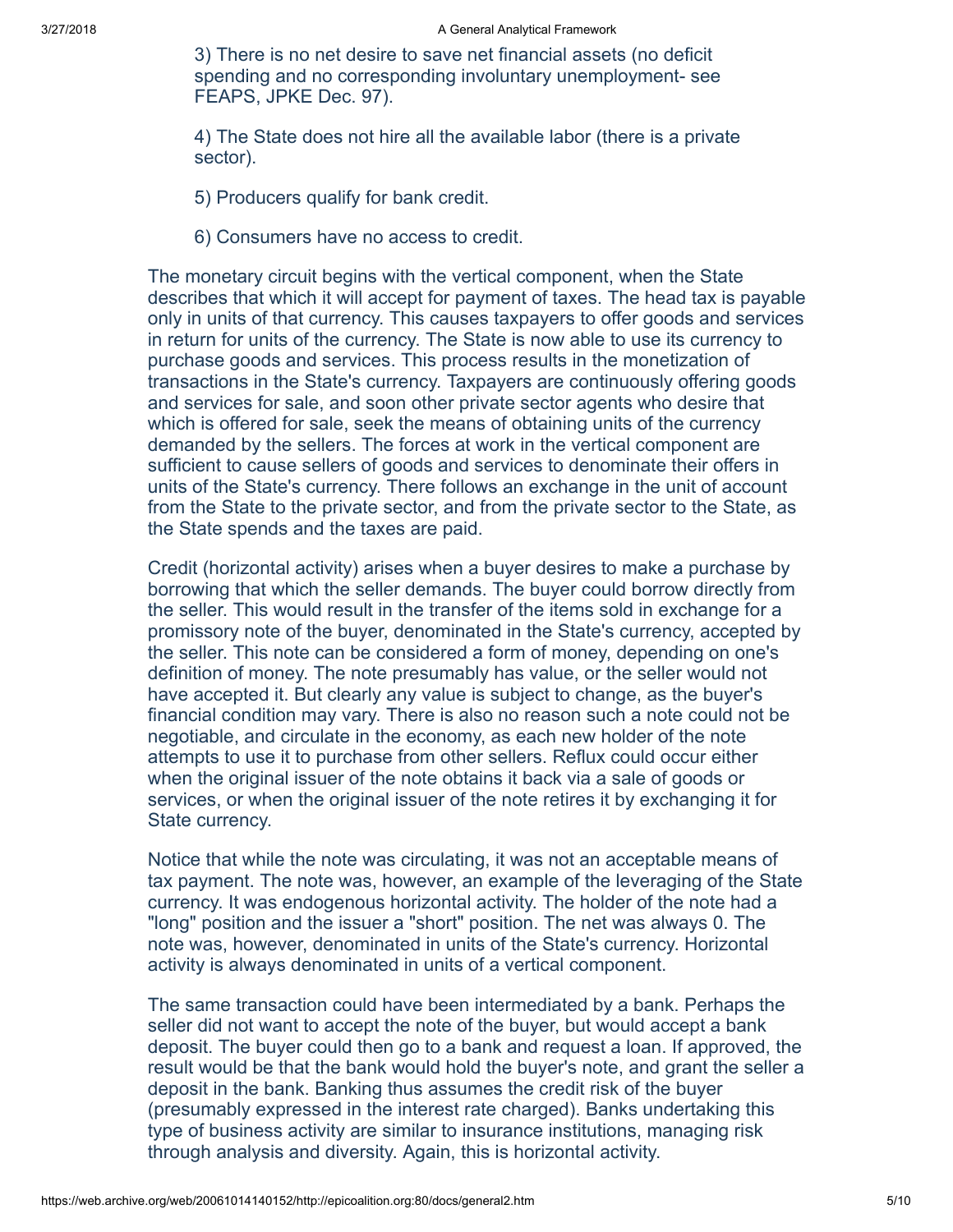3) There is no net desire to save net financial assets (no deficit spending and no corresponding involuntary unemployment- see FEAPS, JPKE Dec. 97).

4) The State does not hire all the available labor (there is a private sector).

5) Producers qualify for bank credit.

6) Consumers have no access to credit.

The monetary circuit begins with the vertical component, when the State describes that which it will accept for payment of taxes. The head tax is payable only in units of that currency. This causes taxpayers to offer goods and services in return for units of the currency. The State is now able to use its currency to purchase goods and services. This process results in the monetization of transactions in the State's currency. Taxpayers are continuously offering goods and services for sale, and soon other private sector agents who desire that which is offered for sale, seek the means of obtaining units of the currency demanded by the sellers. The forces at work in the vertical component are sufficient to cause sellers of goods and services to denominate their offers in units of the State's currency. There follows an exchange in the unit of account from the State to the private sector, and from the private sector to the State, as the State spends and the taxes are paid.

Credit (horizontal activity) arises when a buyer desires to make a purchase by borrowing that which the seller demands. The buyer could borrow directly from the seller. This would result in the transfer of the items sold in exchange for a promissory note of the buyer, denominated in the State's currency, accepted by the seller. This note can be considered a form of money, depending on one's definition of money. The note presumably has value, or the seller would not have accepted it. But clearly any value is subject to change, as the buyer's financial condition may vary. There is also no reason such a note could not be negotiable, and circulate in the economy, as each new holder of the note attempts to use it to purchase from other sellers. Reflux could occur either when the original issuer of the note obtains it back via a sale of goods or services, or when the original issuer of the note retires it by exchanging it for State currency.

Notice that while the note was circulating, it was not an acceptable means of tax payment. The note was, however, an example of the leveraging of the State currency. It was endogenous horizontal activity. The holder of the note had a "long" position and the issuer a "short" position. The net was always 0. The note was, however, denominated in units of the State's currency. Horizontal activity is always denominated in units of a vertical component.

The same transaction could have been intermediated by a bank. Perhaps the seller did not want to accept the note of the buyer, but would accept a bank deposit. The buyer could then go to a bank and request a loan. If approved, the result would be that the bank would hold the buyer's note, and grant the seller a deposit in the bank. Banking thus assumes the credit risk of the buyer (presumably expressed in the interest rate charged). Banks undertaking this type of business activity are similar to insurance institutions, managing risk through analysis and diversity. Again, this is horizontal activity.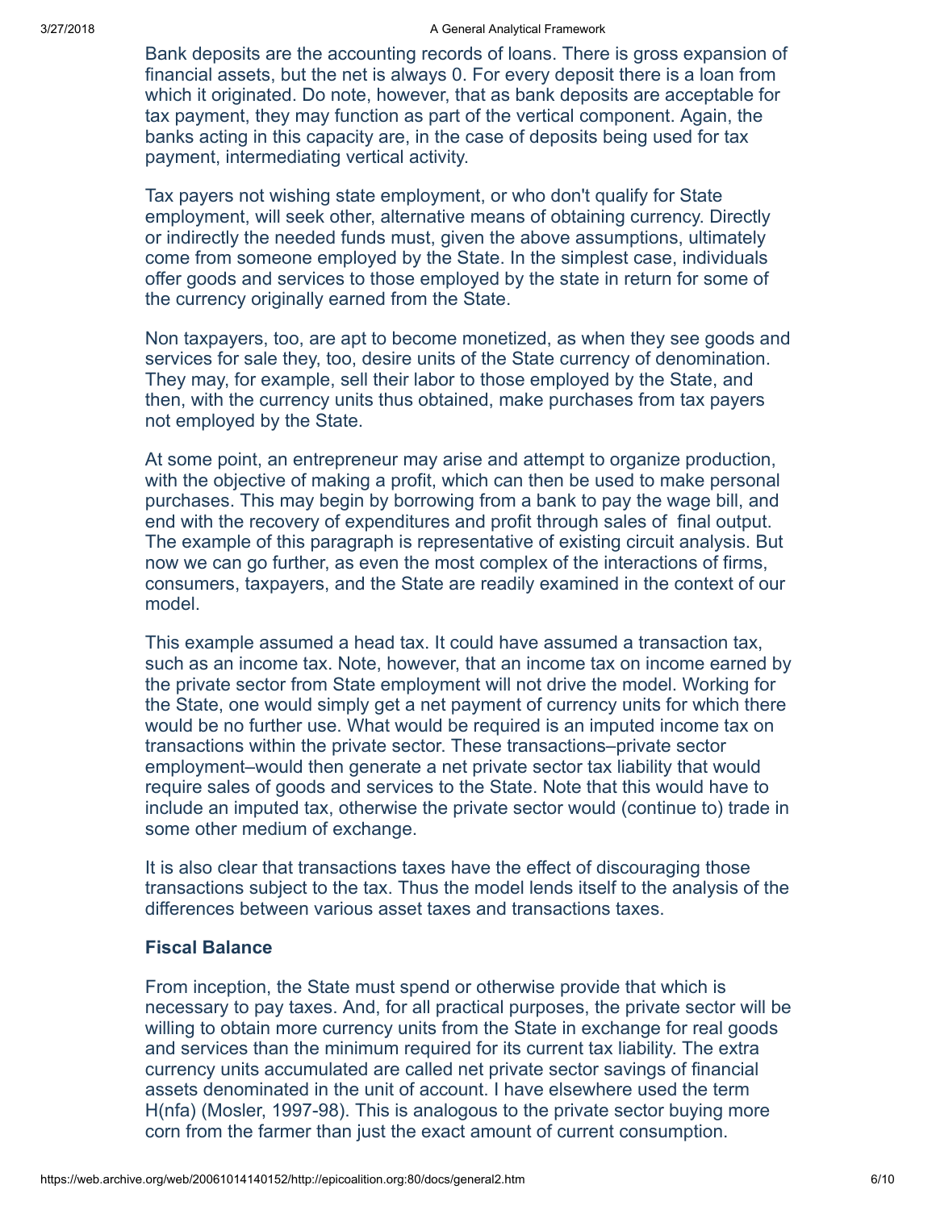Bank deposits are the accounting records of loans. There is gross expansion of financial assets, but the net is always 0. For every deposit there is a loan from which it originated. Do note, however, that as bank deposits are acceptable for tax payment, they may function as part of the vertical component. Again, the banks acting in this capacity are, in the case of deposits being used for tax payment, intermediating vertical activity.

Tax payers not wishing state employment, or who don't qualify for State employment, will seek other, alternative means of obtaining currency. Directly or indirectly the needed funds must, given the above assumptions, ultimately come from someone employed by the State. In the simplest case, individuals offer goods and services to those employed by the state in return for some of the currency originally earned from the State.

Non taxpayers, too, are apt to become monetized, as when they see goods and services for sale they, too, desire units of the State currency of denomination. They may, for example, sell their labor to those employed by the State, and then, with the currency units thus obtained, make purchases from tax payers not employed by the State.

At some point, an entrepreneur may arise and attempt to organize production, with the objective of making a profit, which can then be used to make personal purchases. This may begin by borrowing from a bank to pay the wage bill, and end with the recovery of expenditures and profit through sales of final output. The example of this paragraph is representative of existing circuit analysis. But now we can go further, as even the most complex of the interactions of firms, consumers, taxpayers, and the State are readily examined in the context of our model.

This example assumed a head tax. It could have assumed a transaction tax, such as an income tax. Note, however, that an income tax on income earned by the private sector from State employment will not drive the model. Working for the State, one would simply get a net payment of currency units for which there would be no further use. What would be required is an imputed income tax on transactions within the private sector. These transactions–private sector employment–would then generate a net private sector tax liability that would require sales of goods and services to the State. Note that this would have to include an imputed tax, otherwise the private sector would (continue to) trade in some other medium of exchange.

It is also clear that transactions taxes have the effect of discouraging those transactions subject to the tax. Thus the model lends itself to the analysis of the differences between various asset taxes and transactions taxes.

**Fiscal Balance**

From inception, the State must spend or otherwise provide that which is necessary to pay taxes. And, for all practical purposes, the private sector will be willing to obtain more currency units from the State in exchange for real goods and services than the minimum required for its current tax liability. The extra currency units accumulated are called net private sector savings of financial assets denominated in the unit of account. I have elsewhere used the term H(nfa) (Mosler, 1997-98). This is analogous to the private sector buying more corn from the farmer than just the exact amount of current consumption.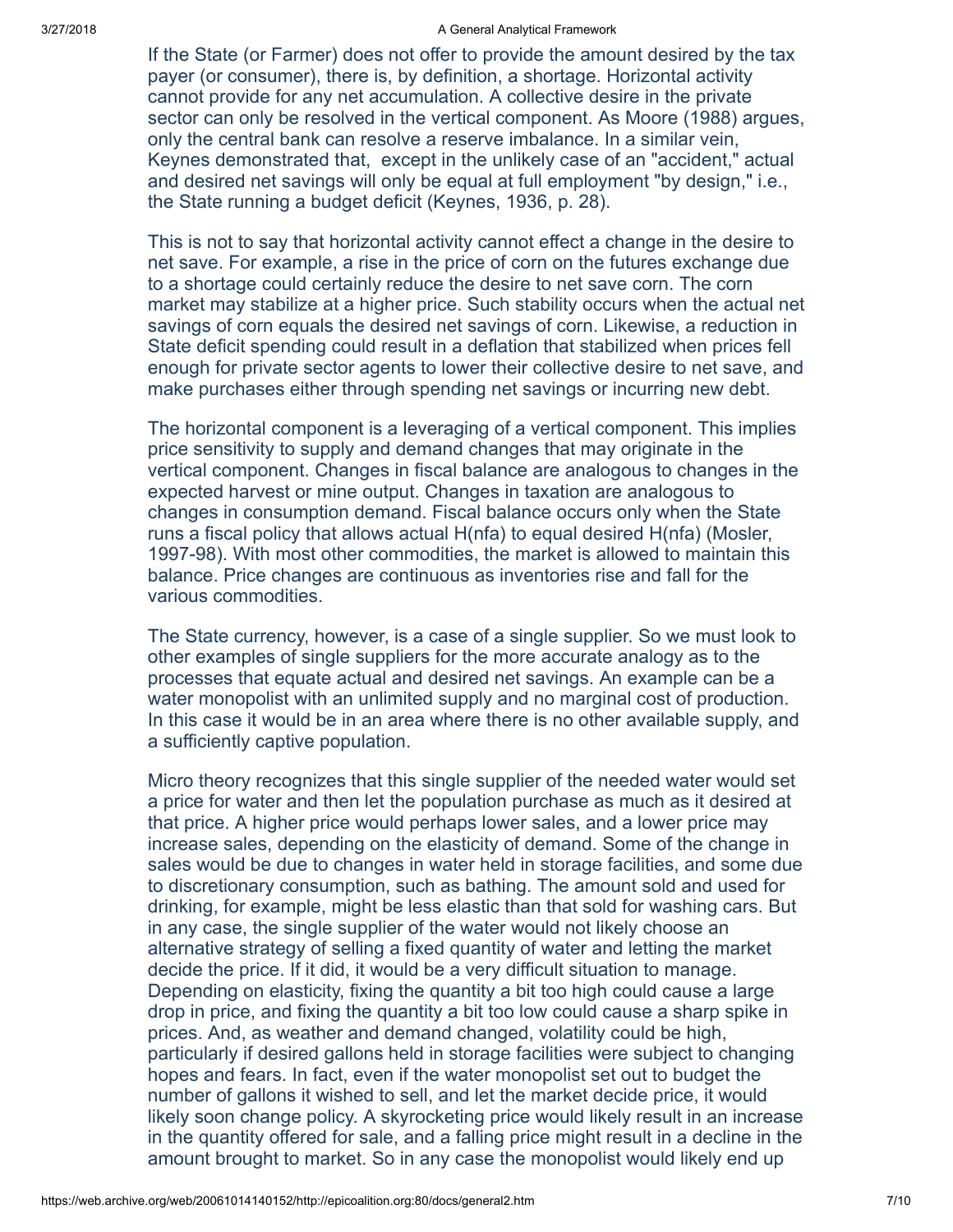If the State (or Farmer) does not offer to provide the amount desired by the tax payer (or consumer), there is, by definition, a shortage. Horizontal activity cannot provide for any net accumulation. A collective desire in the private sector can only be resolved in the vertical component. As Moore (1988) argues, only the central bank can resolve a reserve imbalance. In a similar vein, Keynes demonstrated that, except in the unlikely case of an "accident," actual and desired net savings will only be equal at full employment "by design," i.e., the State running a budget deficit (Keynes, 1936, p. 28).

This is not to say that horizontal activity cannot effect a change in the desire to net save. For example, a rise in the price of corn on the futures exchange due to a shortage could certainly reduce the desire to net save corn. The corn market may stabilize at a higher price. Such stability occurs when the actual net savings of corn equals the desired net savings of corn. Likewise, a reduction in State deficit spending could result in a deflation that stabilized when prices fell enough for private sector agents to lower their collective desire to net save, and make purchases either through spending net savings or incurring new debt.

The horizontal component is a leveraging of a vertical component. This implies price sensitivity to supply and demand changes that may originate in the vertical component. Changes in fiscal balance are analogous to changes in the expected harvest or mine output. Changes in taxation are analogous to changes in consumption demand. Fiscal balance occurs only when the State runs a fiscal policy that allows actual H(nfa) to equal desired H(nfa) (Mosler, 1997-98). With most other commodities, the market is allowed to maintain this balance. Price changes are continuous as inventories rise and fall for the various commodities.

The State currency, however, is a case of a single supplier. So we must look to other examples of single suppliers for the more accurate analogy as to the processes that equate actual and desired net savings. An example can be a water monopolist with an unlimited supply and no marginal cost of production. In this case it would be in an area where there is no other available supply, and a sufficiently captive population.

Micro theory recognizes that this single supplier of the needed water would set a price for water and then let the population purchase as much as it desired at that price. A higher price would perhaps lower sales, and a lower price may increase sales, depending on the elasticity of demand. Some of the change in sales would be due to changes in water held in storage facilities, and some due to discretionary consumption, such as bathing. The amount sold and used for drinking, for example, might be less elastic than that sold for washing cars. But in any case, the single supplier of the water would not likely choose an alternative strategy of selling a fixed quantity of water and letting the market decide the price. If it did, it would be a very difficult situation to manage. Depending on elasticity, fixing the quantity a bit too high could cause a large drop in price, and fixing the quantity a bit too low could cause a sharp spike in prices. And, as weather and demand changed, volatility could be high, particularly if desired gallons held in storage facilities were subject to changing hopes and fears. In fact, even if the water monopolist set out to budget the number of gallons it wished to sell, and let the market decide price, it would likely soon change policy. A skyrocketing price would likely result in an increase in the quantity offered for sale, and a falling price might result in a decline in the amount brought to market. So in any case the monopolist would likely end up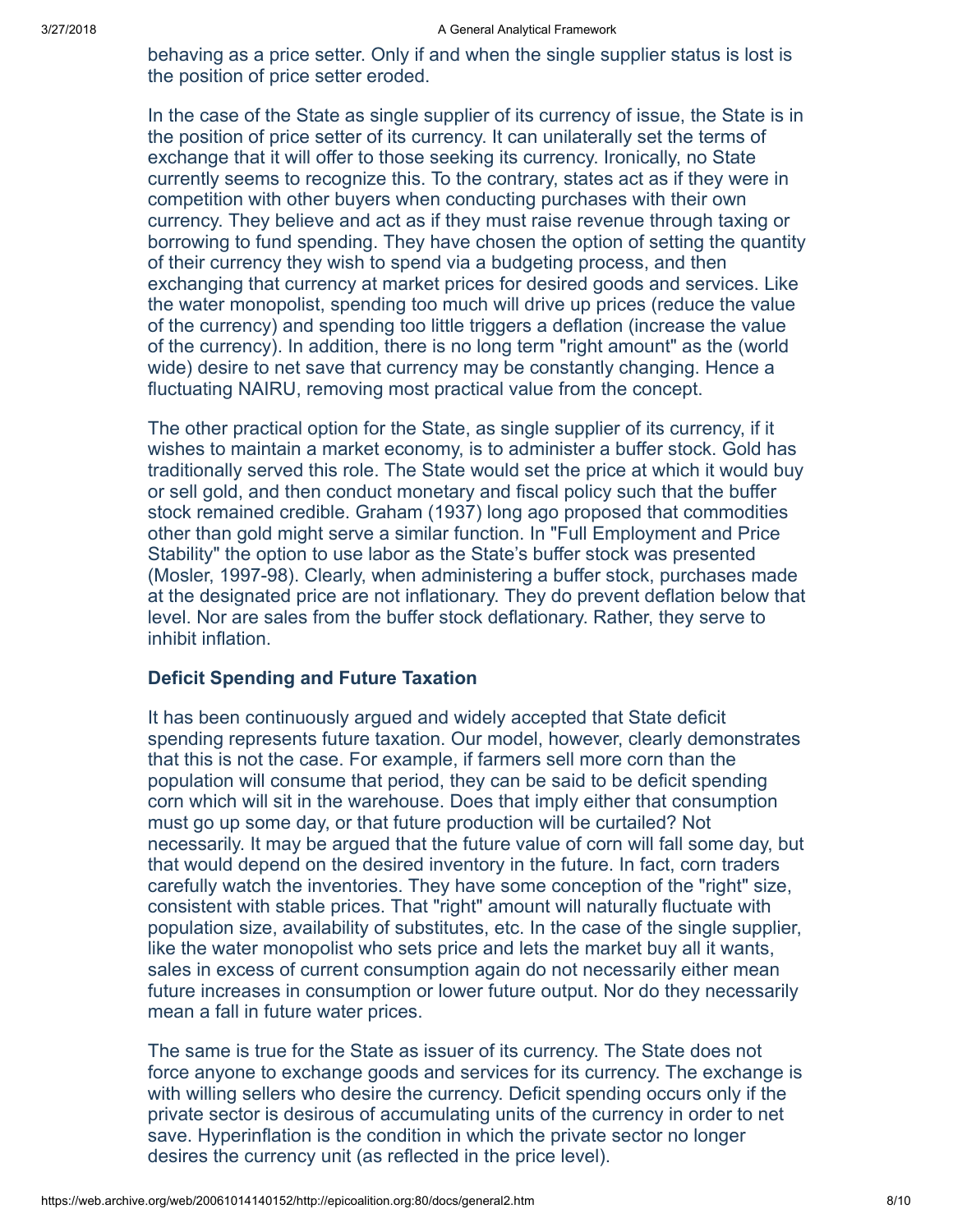behaving as a price setter. Only if and when the single supplier status is lost is the position of price setter eroded.

In the case of the State as single supplier of its currency of issue, the State is in the position of price setter of its currency. It can unilaterally set the terms of exchange that it will offer to those seeking its currency. Ironically, no State currently seems to recognize this. To the contrary, states act as if they were in competition with other buyers when conducting purchases with their own currency. They believe and act as if they must raise revenue through taxing or borrowing to fund spending. They have chosen the option of setting the quantity of their currency they wish to spend via a budgeting process, and then exchanging that currency at market prices for desired goods and services. Like the water monopolist, spending too much will drive up prices (reduce the value of the currency) and spending too little triggers a deflation (increase the value of the currency). In addition, there is no long term "right amount" as the (world wide) desire to net save that currency may be constantly changing. Hence a fluctuating NAIRU, removing most practical value from the concept.

The other practical option for the State, as single supplier of its currency, if it wishes to maintain a market economy, is to administer a buffer stock. Gold has traditionally served this role. The State would set the price at which it would buy or sell gold, and then conduct monetary and fiscal policy such that the buffer stock remained credible. Graham (1937) long ago proposed that commodities other than gold might serve a similar function. In "Full Employment and Price Stability" the option to use labor as the State's buffer stock was presented (Mosler, 1997-98). Clearly, when administering a buffer stock, purchases made at the designated price are not inflationary. They do prevent deflation below that level. Nor are sales from the buffer stock deflationary. Rather, they serve to inhibit inflation.

### Deficit Spending and Future Taxation

It has been continuously argued and widely accepted that State deficit spending represents future taxation. Our model, however, clearly demonstrates that this is not the case. For example, if farmers sell more corn than the population will consume that period, they can be said to be deficit spending corn which will sit in the warehouse. Does that imply either that consumption must go up some day, or that future production will be curtailed? Not necessarily. It may be argued that the future value of corn will fall some day, but that would depend on the desired inventory in the future. In fact, corn traders carefully watch the inventories. They have some conception of the "right" size, consistent with stable prices. That "right" amount will naturally fluctuate with population size, availability of substitutes, etc. In the case of the single supplier, like the water monopolist who sets price and lets the market buy all it wants, sales in excess of current consumption again do not necessarily either mean future increases in consumption or lower future output. Nor do they necessarily mean a fall in future water prices.

The same is true for the State as issuer of its currency. The State does not force anyone to exchange goods and services for its currency. The exchange is with willing sellers who desire the currency. Deficit spending occurs only if the private sector is desirous of accumulating units of the currency in order to net save. Hyperinflation is the condition in which the private sector no longer desires the currency unit (as reflected in the price level).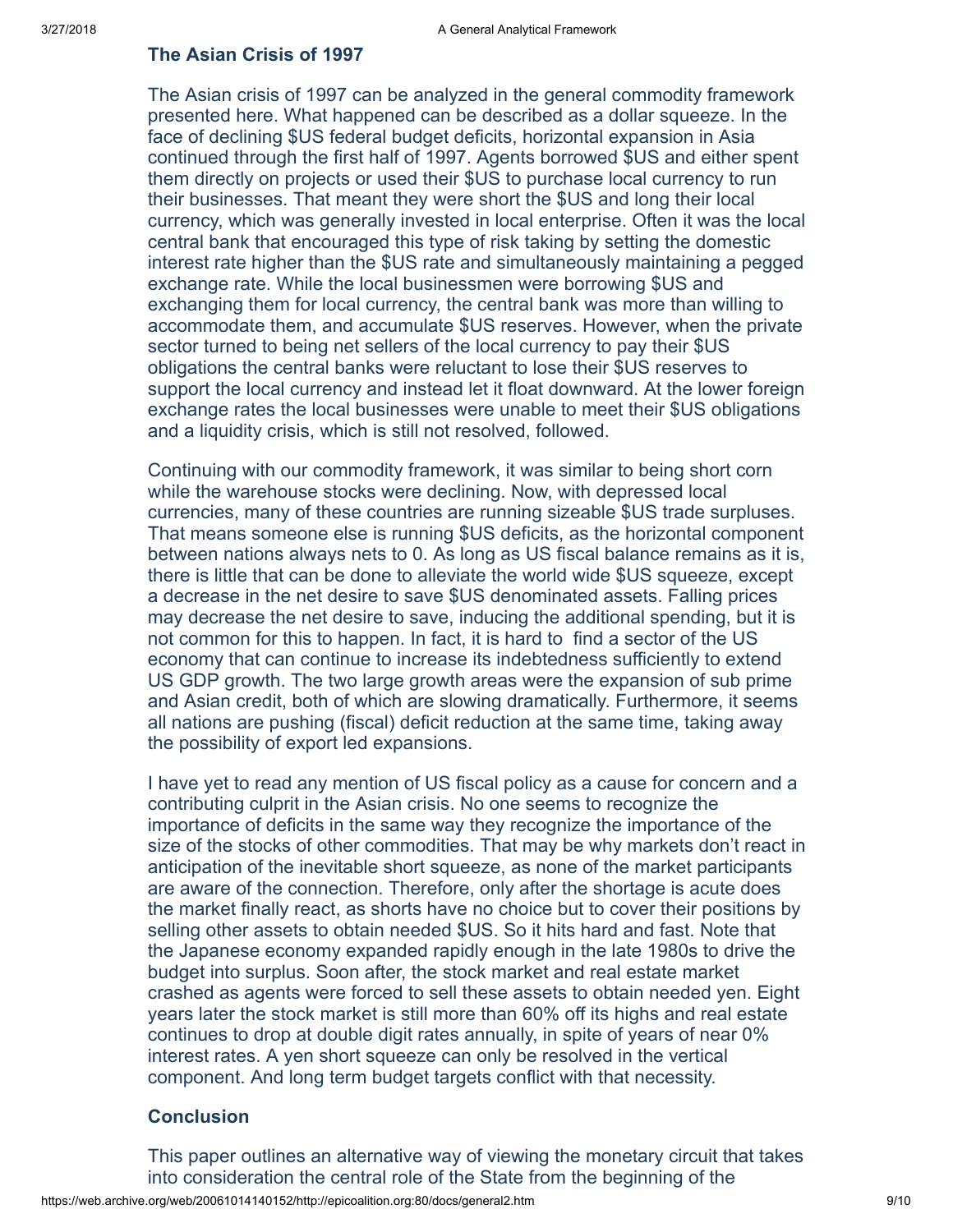### The Asian Crisis of 1997

The Asian crisis of 1997 can be analyzed in the general commodity framework presented here. What happened can be described as a dollar squeeze. In the face of declining $US federal budget deficits, horizontal expansion in Asia continued through the first half of 1997. Agents borrowed $US and either spent them directly on projects or used their $US to purchase local currency to run their businesses. That meant they were short the $US and long their local currency, which was generally invested in local enterprise. Often it was the local central bank that encouraged this type of risk taking by setting the domestic interest rate higher than the $US rate and simultaneously maintaining a pegged exchange rate. While the local businessmen were borrowing $US and exchanging them for local currency, the central bank was more than willing to accommodate them, and accumulate $US reserves. However, when the private sector turned to being net sellers of the local currency to pay their $US obligations the central banks were reluctant to lose their $US reserves to support the local currency and instead let it float downward. At the lower foreign exchange rates the local businesses were unable to meet their $US obligations and a liquidity crisis, which is still not resolved, followed.

Continuing with our commodity framework, it was similar to being short corn while the warehouse stocks were declining. Now, with depressed local currencies, many of these countries are running sizeable $US trade surpluses. That means someone else is running $US deficits, as the horizontal component between nations always nets to 0. As long as US fiscal balance remains as it is, there is little that can be done to alleviate the world wide $US squeeze, except a decrease in the net desire to save $US denominated assets. Falling prices may decrease the net desire to save, inducing the additional spending, but it is not common for this to happen. In fact, it is hard to find a sector of the US economy that can continue to increase its indebtedness sufficiently to extend US GDP growth. The two large growth areas were the expansion of sub prime and Asian credit, both of which are slowing dramatically. Furthermore, it seems all nations are pushing (fiscal) deficit reduction at the same time, taking away the possibility of export led expansions.

I have yet to read any mention of US fiscal policy as a cause for concern and a contributing culprit in the Asian crisis. No one seems to recognize the importance of deficits in the same way they recognize the importance of the size of the stocks of other commodities. That may be why markets don't react in anticipation of the inevitable short squeeze, as none of the market participants are aware of the connection. Therefore, only after the shortage is acute does the market finally react, as shorts have no choice but to cover their positions by selling other assets to obtain needed $US. So it hits hard and fast. Note that the Japanese economy expanded rapidly enough in the late 1980s to drive the budget into surplus. Soon after, the stock market and real estate market crashed as agents were forced to sell these assets to obtain needed yen. Eight years later the stock market is still more than 60% off its highs and real estate continues to drop at double digit rates annually, in spite of years of near 0% interest rates. A yen short squeeze can only be resolved in the vertical component. And long term budget targets conflict with that necessity.

### Conclusion

This paper outlines an alternative way of viewing the monetary circuit that takes into consideration the central role of the State from the beginning of the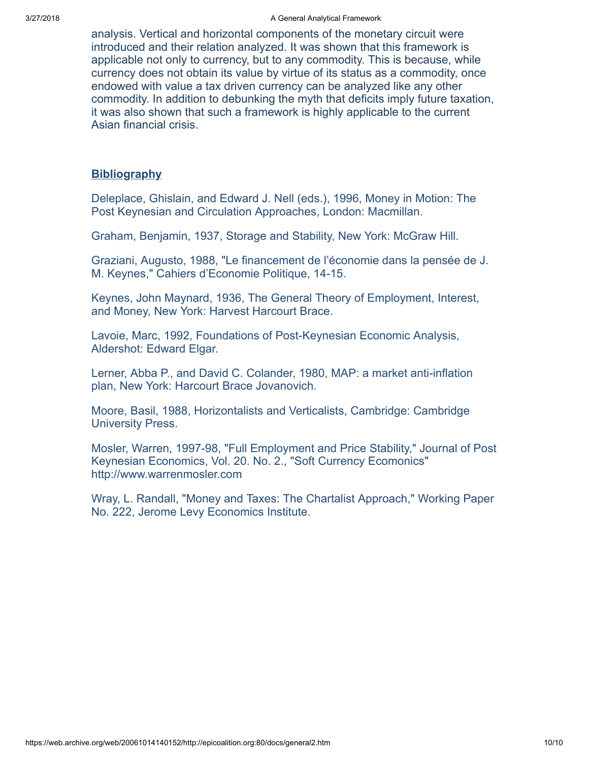analysis. Vertical and horizontal components of the monetary circuit were introduced and their relation analyzed. It was shown that this framework is applicable not only to currency, but to any commodity. This is because, while currency does not obtain its value by virtue of its status as a commodity, once endowed with value a tax driven currency can be analyzed like any other commodity. In addition to debunking the myth that deficits imply future taxation, it was also shown that such a framework is highly applicable to the current Asian financial crisis.

## Bibliography

Deleplace, Ghislain, and Edward J. Nell (eds.), 1996, Money in Motion: The Post Keynesian and Circulation Approaches, London: Macmillan.

Graham, Benjamin, 1937, Storage and Stability, New York: McGraw Hill.

Graziani, Augusto, 1988, "Le financement de l'économie dans la pensée de J. M. Keynes," Cahiers d'Economie Politique, 14-15.

Keynes, John Maynard, 1936, The General Theory of Employment, Interest, and Money, New York: Harvest Harcourt Brace.

Lavoie, Marc, 1992, Foundations of Post-Keynesian Economic Analysis, Aldershot: Edward Elgar.

Lerner, Abba P., and David C. Colander, 1980, MAP: a market anti-inflation plan, New York: Harcourt Brace Jovanovich.

Moore, Basil, 1988, Horizontalists and Verticalists, Cambridge: Cambridge University Press.

Mosler, Warren, 1997-98, "Full Employment and Price Stability," Journal of Post Keynesian Economics, Vol. 20. No. 2., "Soft Currency Ecomonics" http://www.warrenmosler.com

Wray, L. Randall, "Money and Taxes: The Chartalist Approach," Working Paper No. 222, Jerome Levy Economics Institute.